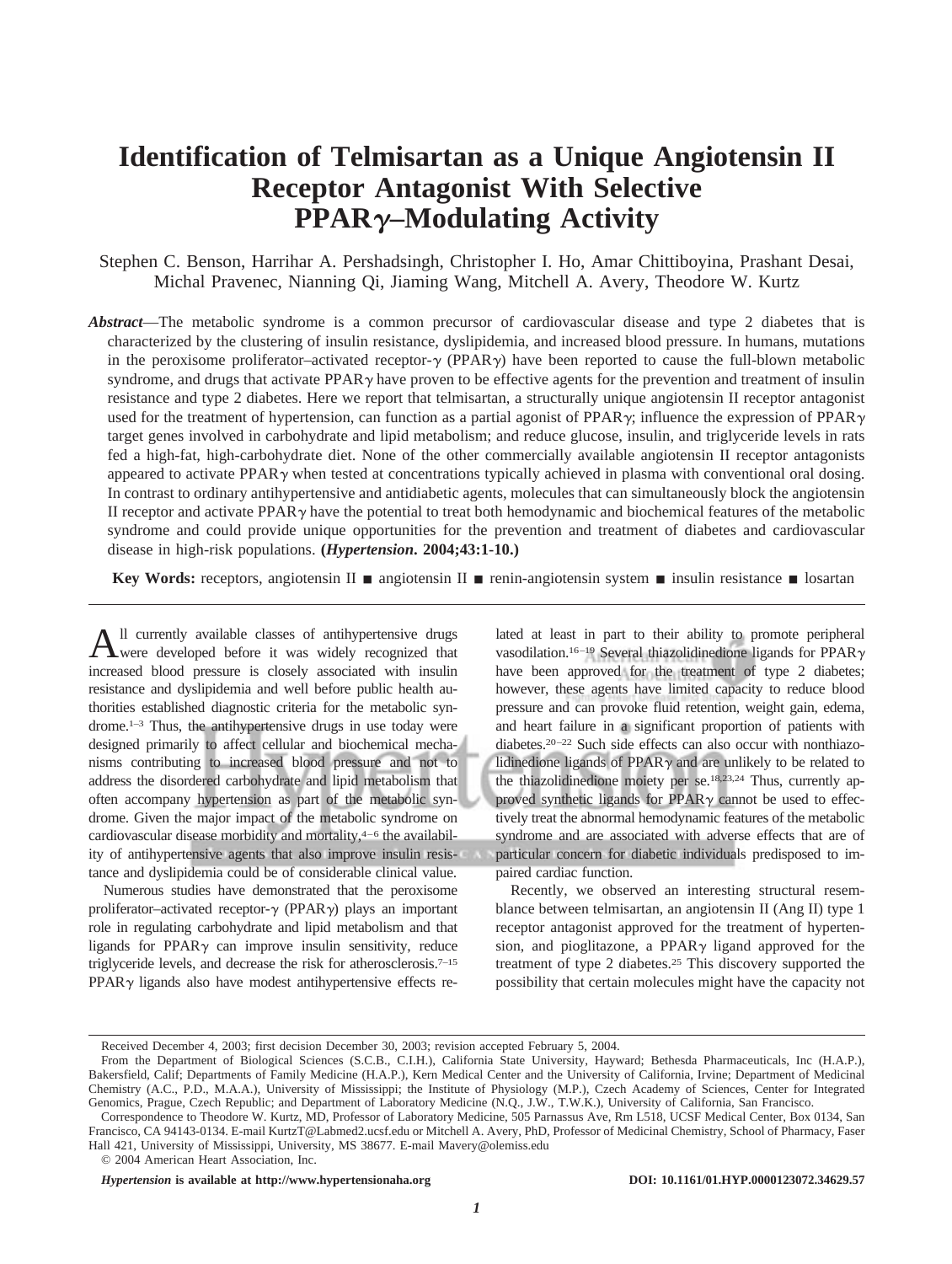# Identification of Telmisartan as a Unique Angiotensin II Receptor Antagonist With Selective PPARγ–Modulating Activity

Stephen C. Benson, Harrihar A. Pershadsingh, Christopher I. Ho, Amar Chittiboyina, Prashant Desai, Michal Pravenec, Nianning Qi, Jiaming Wang, Mitchell A. Avery, Theodore W. Kurtz

***Abstract*** —The metabolic syndrome is a common precursor of cardiovascular disease and type 2 diabetes that is characterized by the clustering of insulin resistance, dyslipidemia, and increased blood pressure. In humans, mutations in the peroxisome proliferator–activated receptor-γ (PPARγ) have been reported to cause the full-blown metabolic syndrome, and drugs that activate PPARγ have proven to be effective agents for the prevention and treatment of insulin resistance and type 2 diabetes. Here we report that telmisartan, a structurally unique angiotensin II receptor antagonist used for the treatment of hypertension, can function as a partial agonist of PPARγ; influence the expression of PPARγ target genes involved in carbohydrate and lipid metabolism; and reduce glucose, insulin, and triglyceride levels in rats fed a high-fat, high-carbohydrate diet. None of the other commercially available angiotensin II receptor antagonists appeared to activate PPARγ when tested at concentrations typically achieved in plasma with conventional oral dosing. In contrast to ordinary antihypertensive and antidiabetic agents, molecules that can simultaneously block the angiotensin II receptor and activate PPARγ have the potential to treat both hemodynamic and biochemical features of the metabolic syndrome and could provide unique opportunities for the prevention and treatment of diabetes and cardiovascular disease in high-risk populations. **(*Hypertension*. 2004;43:1-10.)**

**Key Words:** receptors, angiotensin II ■ angiotensin II ■ renin-angiotensin system ■ insulin resistance ■ losartan

All currently available classes of antihypertensive drugs were developed before it was widely recognized that increased blood pressure is closely associated with insulin resistance and dyslipidemia and well before public health authorities established diagnostic criteria for the metabolic syndrome.[1–3] Thus, the antihypertensive drugs in use today were designed primarily to affect cellular and biochemical mechanisms contributing to increased blood pressure and not to address the disordered carbohydrate and lipid metabolism that often accompany hypertension as part of the metabolic syndrome. Given the major impact of the metabolic syndrome on cardiovascular disease morbidity and mortality,[4–6] the availability of antihypertensive agents that also improve insulin resistance and dyslipidemia could be of considerable clinical value.

Numerous studies have demonstrated that the peroxisome proliferator–activated receptor-γ (PPARγ) plays an important role in regulating carbohydrate and lipid metabolism and that ligands for PPARγ can improve insulin sensitivity, reduce triglyceride levels, and decrease the risk for atherosclerosis.[7–15] PPARγ ligands also have modest antihypertensive effects related at least in part to their ability to promote peripheral vasodilation.[16–19] Several thiazolidinedione ligands for PPARγ have been approved for the treatment of type 2 diabetes; however, these agents have limited capacity to reduce blood pressure and can provoke fluid retention, weight gain, edema, and heart failure in a significant proportion of patients with diabetes.[20–22] Such side effects can also occur with nonthiazolidinedione ligands of PPARγ and are unlikely to be related to the thiazolidinedione moiety per se.[18,23,24] Thus, currently approved synthetic ligands for PPARγ cannot be used to effectively treat the abnormal hemodynamic features of the metabolic syndrome and are associated with adverse effects that are of particular concern for diabetic individuals predisposed to impaired cardiac function.

Recently, we observed an interesting structural resemblance between telmisartan, an angiotensin II (Ang II) type 1 receptor antagonist approved for the treatment of hypertension, and pioglitazone, a PPARγ ligand approved for the treatment of type 2 diabetes.[25] This discovery supported the possibility that certain molecules might have the capacity not

Received December 4, 2003; first decision December 30, 2003; revision accepted February 5, 2004.

From the Department of Biological Sciences (S.C.B., C.I.H.), California State University, Hayward; Bethesda Pharmaceuticals, Inc (H.A.P.), Bakersfield, Calif; Departments of Family Medicine (H.A.P.), Kern Medical Center and the University of California, Irvine; Department of Medicinal Chemistry (A.C., P.D., M.A.A.), University of Mississippi; the Institute of Physiology (M.P.), Czech Academy of Sciences, Center for Integrated Genomics, Prague, Czech Republic; and Department of Laboratory Medicine (N.Q., J.W., T.W.K.), University of California, San Francisco.

Correspondence to Theodore W. Kurtz, MD, Professor of Laboratory Medicine, 505 Parnassus Ave, Rm L518, UCSF Medical Center, Box 0134, San Francisco, CA 94143-0134. E-mail KurtzT@Labmed2.ucsf.edu or Mitchell A. Avery, PhD, Professor of Medicinal Chemistry, School of Pharmacy, Faser Hall 421, University of Mississippi, University, MS 38677. E-mail Mavery@olemiss.edu

© 2004 American Heart Association, Inc.

*Hypertension* **is available at http://www.hypertensionaha.org** **DOI: 10.1161/01.HYP.0000123072.34629.57**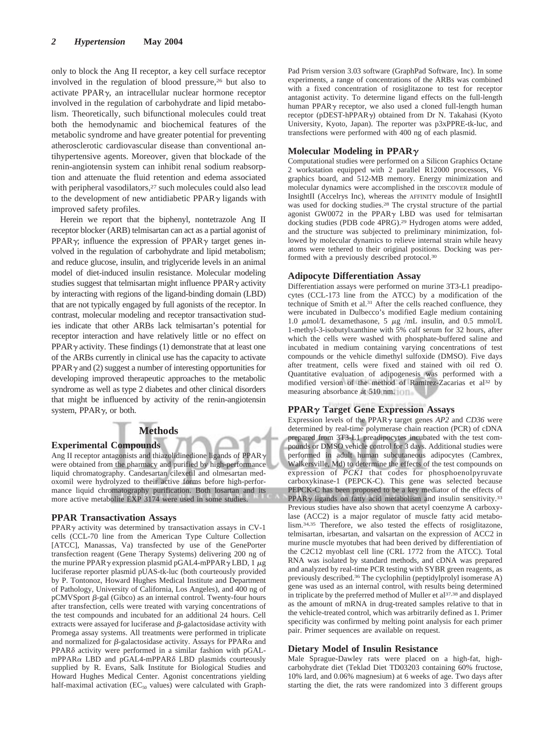only to block the Ang II receptor, a key cell surface receptor involved in the regulation of blood pressure,[26] but also to activate PPAR$\gamma$, an intracellular nuclear hormone receptor involved in the regulation of carbohydrate and lipid metabolism. Theoretically, such bifunctional molecules could treat both the hemodynamic and biochemical features of the metabolic syndrome and have greater potential for preventing atherosclerotic cardiovascular disease than conventional antihypertensive agents. Moreover, given that blockade of the renin-angiotensin system can inhibit renal sodium reabsorption and attenuate the fluid retention and edema associated with peripheral vasodilators,[27] such molecules could also lead to the development of new antidiabetic PPAR$\gamma$ ligands with improved safety profiles.

Herein we report that the biphenyl, nontetrazole Ang II receptor blocker (ARB) telmisartan can act as a partial agonist of PPAR$\gamma$; influence the expression of PPAR$\gamma$ target genes involved in the regulation of carbohydrate and lipid metabolism; and reduce glucose, insulin, and triglyceride levels in an animal model of diet-induced insulin resistance. Molecular modeling studies suggest that telmisartan might influence PPAR$\gamma$ activity by interacting with regions of the ligand-binding domain (LBD) that are not typically engaged by full agonists of the receptor. In contrast, molecular modeling and receptor transactivation studies indicate that other ARBs lack telmisartan's potential for receptor interaction and have relatively little or no effect on PPAR$\gamma$ activity. These findings (1) demonstrate that at least one of the ARBs currently in clinical use has the capacity to activate PPAR$\gamma$ and (2) suggest a number of interesting opportunities for developing improved therapeutic approaches to the metabolic syndrome as well as type 2 diabetes and other clinical disorders that might be influenced by activity of the renin-angiotensin system, PPAR$\gamma$, or both.

## Methods

### Experimental Compounds

Ang II receptor antagonists and thiazolidinedione ligands of PPAR$\gamma$ were obtained from the pharmacy and purified by high-performance liquid chromatography. Candesartan cilexetil and olmesartan medoxomil were hydrolyzed to their active forms before high-performance liquid chromatography purification. Both losartan and its more active metabolite EXP 3174 were used in some studies.

### PPAR Transactivation Assays

PPAR$\gamma$ activity was determined by transactivation assays in CV-1 cells (CCL-70 line from the American Type Culture Collection [ATCC], Manassas, Va) transfected by use of the GenePorter transfection reagent (Gene Therapy Systems) delivering 200 ng of the murine PPAR$\gamma$ expression plasmid pGAL4-mPPAR$\gamma$ LBD, 1 $\mu$g luciferase reporter plasmid pUAS-tk-luc (both courteously provided by P. Tontonoz, Howard Hughes Medical Institute and Department of Pathology, University of California, Los Angeles), and 400 ng of pCMVSport $\beta$-gal (Gibco) as an internal control. Twenty-four hours after transfection, cells were treated with varying concentrations of the test compounds and incubated for an additional 24 hours. Cell extracts were assayed for luciferase and $\beta$-galactosidase activity with Promega assay systems. All treatments were performed in triplicate and normalized for $\beta$-galactosidase activity. Assays for PPAR$\alpha$ and PPAR$\delta$ activity were performed in a similar fashion with pGAL-mPPAR$\alpha$ LBD and pGAL4-mPPAR$\delta$ LBD plasmids courteously supplied by R. Evans, Salk Institute for Biological Studies and Howard Hughes Medical Center. Agonist concentrations yielding half-maximal activation ($EC_{50}$ values) were calculated with GraphPad Prism version 3.03 software (GraphPad Software, Inc). In some experiments, a range of concentrations of the ARBs was combined with a fixed concentration of rosiglitazone to test for receptor antagonist activity. To determine ligand effects on the full-length human PPAR$\gamma$ receptor, we also used a cloned full-length human receptor (pDEST-hPPAR$\gamma$) obtained from Dr N. Takahasi (Kyoto University, Kyoto, Japan). The reporter was p3xPPRE-tk-luc, and transfections were performed with 400 ng of each plasmid.

### Molecular Modeling in PPAR$\gamma$

Computational studies were performed on a Silicon Graphics Octane 2 workstation equipped with 2 parallel R12000 processors, V6 graphics board, and 512-MB memory. Energy minimization and molecular dynamics were accomplished in the DISCOVER module of InsightII (Accelrys Inc), whereas the AFFINITY module of InsightII was used for docking studies.[28] The crystal structure of the partial agonist GW0072 in the PPAR$\gamma$ LBD was used for telmisartan docking studies (PDB code 4PRG).[29] Hydrogen atoms were added, and the structure was subjected to preliminary minimization, followed by molecular dynamics to relieve internal strain while heavy atoms were tethered to their original positions. Docking was performed with a previously described protocol.[30]

### Adipocyte Differentiation Assay

Differentiation assays were performed on murine 3T3-L1 preadipocytes (CCL-173 line from the ATCC) by a modification of the technique of Smith et al.[31] After the cells reached confluence, they were incubated in Dulbecco's modified Eagle medium containing 1.0 $\mu$mol/L dexamethasone, 5 $\mu$g /mL insulin, and 0.5 mmol/L 1-methyl-3-isobutylxanthine with 5% calf serum for 32 hours, after which the cells were washed with phosphate-buffered saline and incubated in medium containing varying concentrations of test compounds or the vehicle dimethyl sulfoxide (DMSO). Five days after treatment, cells were fixed and stained with oil red O. Quantitative evaluation of adipogenesis was performed with a modified version of the method of Ramirez-Zacarias et al[32] by measuring absorbance at 510 nm.

### PPAR$\gamma$ Target Gene Expression Assays

Expression levels of the PPAR$\gamma$ target genes *AP2* and *CD36* were determined by real-time polymerase chain reaction (PCR) of cDNA prepared from 3T3-L1 preadipocytes incubated with the test compounds or DMSO vehicle control for 3 days. Additional studies were performed in adult human subcutaneous adipocytes (Cambrex, Walkersville, Md) to determine the effects of the test compounds on expression of *PCK1* that codes for phosphoenolpyruvate carboxykinase-1 (PEPCK-C). This gene was selected because PEPCK-C has been proposed to be a key mediator of the effects of PPAR$\gamma$ ligands on fatty acid metabolism and insulin sensitivity.[33] Previous studies have also shown that acetyl coenzyme A carboxylase (ACC2) is a major regulator of muscle fatty acid metabolism.[34,35] Therefore, we also tested the effects of rosiglitazone, telmisartan, irbesartan, and valsartan on the expression of ACC2 in murine muscle myotubes that had been derived by differentiation of the C2C12 myoblast cell line (CRL 1772 from the ATCC). Total RNA was isolated by standard methods, and cDNA was prepared and analyzed by real-time PCR testing with SYBR green reagents, as previously described.[36] The cyclophilin (peptidylprolyl isomerase A) gene was used as an internal control, with results being determined in triplicate by the preferred method of Muller et al[37,38] and displayed as the amount of mRNA in drug-treated samples relative to that in the vehicle-treated control, which was arbitrarily defined as 1. Primer specificity was confirmed by melting point analysis for each primer pair. Primer sequences are available on request.

### Dietary Model of Insulin Resistance

Male Sprague-Dawley rats were placed on a high-fat, high-carbohydrate diet (Teklad Diet TD03203 containing 60% fructose, 10% lard, and 0.06% magnesium) at 6 weeks of age. Two days after starting the diet, the rats were randomized into 3 different groups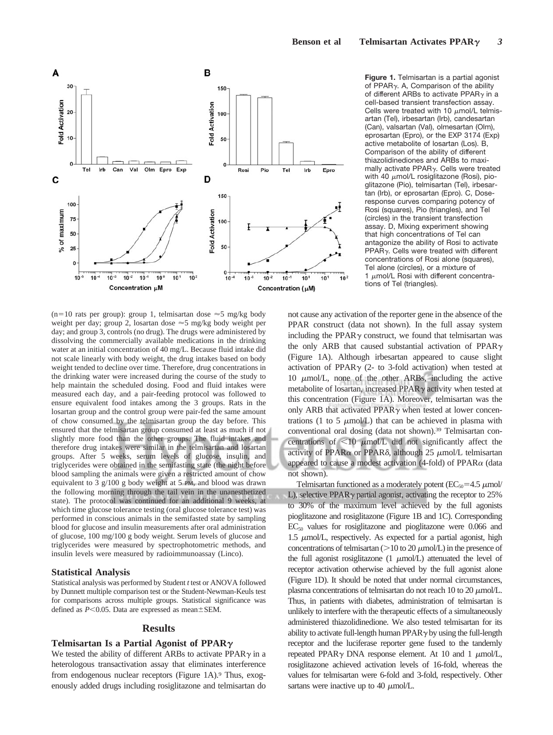**Figure 1.** Telmisartan is a partial agonist of PPARγ. A, Comparison of the ability of different ARBs to activate PPARγ in a cell-based transient transfection assay. Cells were treated with 10 μmol/L telmisartan (Tel), irbesartan (Irb), candesartan (Can), valsartan (Val), olmesartan (Olm), eprosartan (Epro), or the EXP 3174 (Exp) active metabolite of losartan (Los). B, Comparison of the ability of different thiazolidinediones and ARBs to maximally activate PPARγ. Cells were treated with 40 μmol/L rosiglitazone (Rosi), pioglitazone (Pio), telmisartan (Tel), irbesartan (Irb), or eprosartan (Epro). C, Dose-response curves comparing potency of Rosi (squares), Pio (triangles), and Tel (circles) in the transient transfection assay. D, Mixing experiment showing that high concentrations of Tel can antagonize the ability of Rosi to activate PPARγ. Cells were treated with different concentrations of Rosi alone (squares), Tel alone (circles), or a mixture of 1 μmol/L Rosi with different concentrations of Tel (triangles).

(n=10 rats per group): group 1, telmisartan dose ≈5 mg/kg body weight per day; group 2, losartan dose ≈5 mg/kg body weight per day; and group 3, controls (no drug). The drugs were administered by dissolving the commercially available medications in the drinking water at an initial concentration of 40 mg/L. Because fluid intake did not scale linearly with body weight, the drug intakes based on body weight tended to decline over time. Therefore, drug concentrations in the drinking water were increased during the course of the study to help maintain the scheduled dosing. Food and fluid intakes were measured each day, and a pair-feeding protocol was followed to ensure equivalent food intakes among the 3 groups. Rats in the losartan group and the control group were pair-fed the same amount of chow consumed by the telmisartan group the day before. This ensured that the telmisartan group consumed at least as much if not slightly more food than the other groups. The fluid intakes and therefore drug intakes were similar in the telmisartan and losartan groups. After 5 weeks, serum levels of glucose, insulin, and triglycerides were obtained in the semifasting state (the night before blood sampling the animals were given a restricted amount of chow equivalent to 3 g/100 g body weight at 5 PM, and blood was drawn the following morning through the tail vein in the unanesthetized state). The protocol was continued for an additional 9 weeks, at which time glucose tolerance testing (oral glucose tolerance test) was performed in conscious animals in the semifasted state by sampling blood for glucose and insulin measurements after oral administration of glucose, 100 mg/100 g body weight. Serum levels of glucose and triglycerides were measured by spectrophotometric methods, and insulin levels were measured by radioimmunoassay (Linco).

### Statistical Analysis

Statistical analysis was performed by Student *t* test or ANOVA followed by Dunnett multiple comparison test or the Student-Newman-Keuls test for comparisons across multiple groups. Statistical significance was defined as $P<0.05$. Data are expressed as mean±SEM.

## Results

### Telmisartan Is a Partial Agonist of PPARγ

We tested the ability of different ARBs to activate PPARγ in a heterologous transactivation assay that eliminates interference from endogenous nuclear receptors (Figure 1A).[9] Thus, exogenously added drugs including rosiglitazone and telmisartan do not cause any activation of the reporter gene in the absence of the PPAR construct (data not shown). In the full assay system including the PPARγ construct, we found that telmisartan was the only ARB that caused substantial activation of PPARγ (Figure 1A). Although irbesartan appeared to cause slight activation of PPARγ (2- to 3-fold activation) when tested at 10 μmol/L, none of the other ARBs, including the active metabolite of losartan, increased PPARγ activity when tested at this concentration (Figure 1A). Moreover, telmisartan was the only ARB that activated PPARγ when tested at lower concentrations (1 to 5 μmol/L) that can be achieved in plasma with conventional oral dosing (data not shown).[39] Telmisartan concentrations of <10 μmol/L did not significantly affect the activity of PPARα or PPARδ, although 25 μmol/L telmisartan appeared to cause a modest activation (4-fold) of PPARα (data not shown).

Telmisartan functioned as a moderately potent ($EC_{50}$=4.5 μmol/L), selective PPARγ partial agonist, activating the receptor to 25% to 30% of the maximum level achieved by the full agonists pioglitazone and rosiglitazone (Figure 1B and 1C). Corresponding $EC_{50}$ values for rosiglitazone and pioglitazone were 0.066 and 1.5 μmol/L, respectively. As expected for a partial agonist, high concentrations of telmisartan (>10 to 20 μmol/L) in the presence of the full agonist rosiglitazone (1 μmol/L) attenuated the level of receptor activation otherwise achieved by the full agonist alone (Figure 1D). It should be noted that under normal circumstances, plasma concentrations of telmisartan do not reach 10 to 20 μmol/L. Thus, in patients with diabetes, administration of telmisartan is unlikely to interfere with the therapeutic effects of a simultaneously administered thiazolidinedione. We also tested telmisartan for its ability to activate full-length human PPARγ by using the full-length receptor and the luciferase reporter gene fused to the tandemly repeated PPARγ DNA response element. At 10 and 1 μmol/L, rosiglitazone achieved activation levels of 16-fold, whereas the values for telmisartan were 6-fold and 3-fold, respectively. Other sartans were inactive up to 40 μmol/L.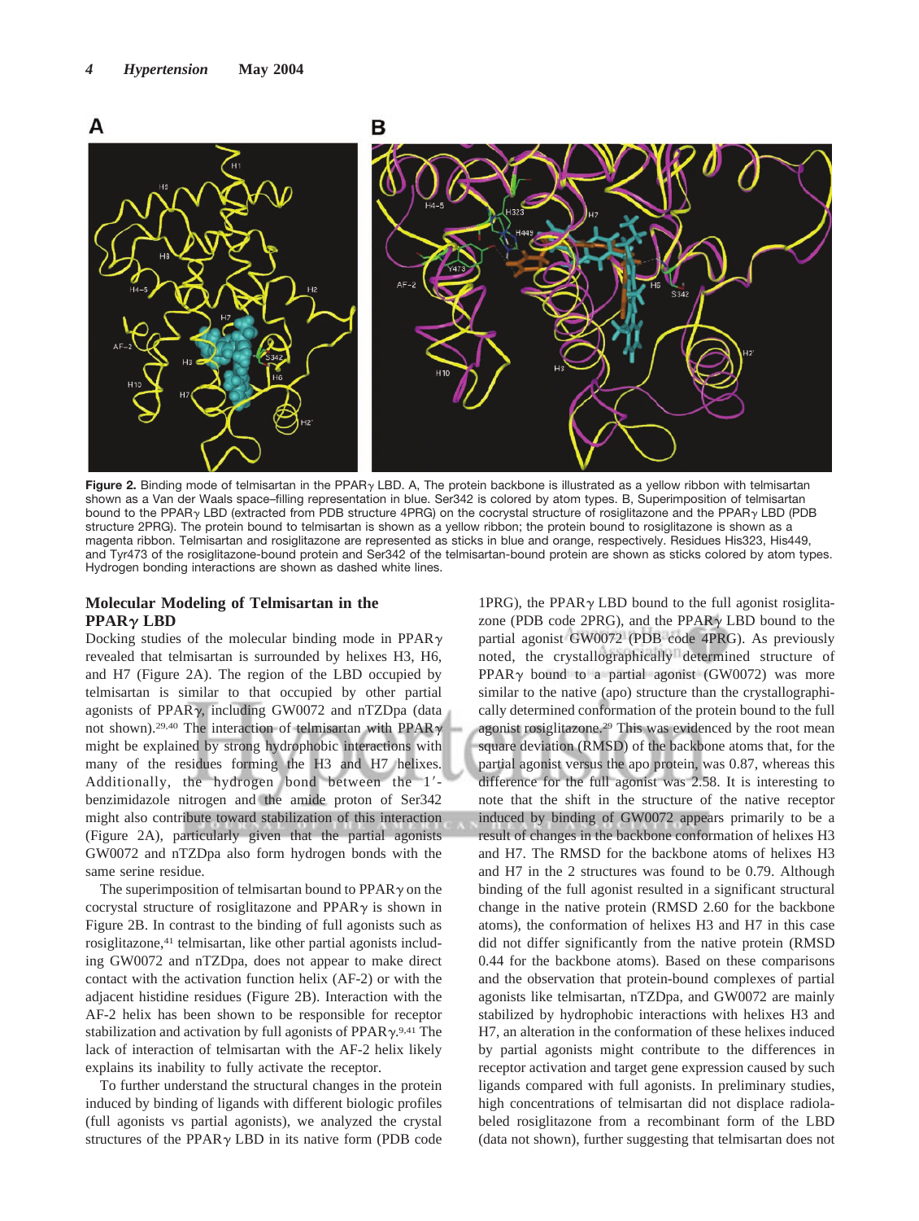**Figure 2.** Binding mode of telmisartan in the PPARγ LBD. A, The protein backbone is illustrated as a yellow ribbon with telmisartan shown as a Van der Waals space–filling representation in blue. Ser342 is colored by atom types. B, Superimposition of telmisartan bound to the PPARγ LBD (extracted from PDB structure 4PRG) on the cocrystal structure of rosiglitazone and the PPARγ LBD (PDB structure 2PRG). The protein bound to telmisartan is shown as a yellow ribbon; the protein bound to rosiglitazone is shown as a magenta ribbon. Telmisartan and rosiglitazone are represented as sticks in blue and orange, respectively. Residues His323, His449, and Tyr473 of the rosiglitazone-bound protein and Ser342 of the telmisartan-bound protein are shown as sticks colored by atom types. Hydrogen bonding interactions are shown as dashed white lines.

### Molecular Modeling of Telmisartan in the PPARγ LBD

Docking studies of the molecular binding mode in PPARγ revealed that telmisartan is surrounded by helixes H3, H6, and H7 (Figure 2A). The region of the LBD occupied by telmisartan is similar to that occupied by other partial agonists of PPARγ, including GW0072 and nTZDpa (data not shown).[29,40] The interaction of telmisartan with PPARγ might be explained by strong hydrophobic interactions with many of the residues forming the H3 and H7 helixes. Additionally, the hydrogen bond between the 1′-benzimidazole nitrogen and the amide proton of Ser342 might also contribute toward stabilization of this interaction (Figure 2A), particularly given that the partial agonists GW0072 and nTZDpa also form hydrogen bonds with the same serine residue.

The superimposition of telmisartan bound to PPARγ on the cocrystal structure of rosiglitazone and PPARγ is shown in Figure 2B. In contrast to the binding of full agonists such as rosiglitazone,[41] telmisartan, like other partial agonists including GW0072 and nTZDpa, does not appear to make direct contact with the activation function helix (AF-2) or with the adjacent histidine residues (Figure 2B). Interaction with the AF-2 helix has been shown to be responsible for receptor stabilization and activation by full agonists of PPARγ.[9,41] The lack of interaction of telmisartan with the AF-2 helix likely explains its inability to fully activate the receptor.

To further understand the structural changes in the protein induced by binding of ligands with different biologic profiles (full agonists vs partial agonists), we analyzed the crystal structures of the PPARγ LBD in its native form (PDB code 1PRG), the PPARγ LBD bound to the full agonist rosiglitazone (PDB code 2PRG), and the PPARγ LBD bound to the partial agonist GW0072 (PDB code 4PRG). As previously noted, the crystallographically determined structure of PPARγ bound to a partial agonist (GW0072) was more similar to the native (apo) structure than the crystallographically determined conformation of the protein bound to the full agonist rosiglitazone.[29] This was evidenced by the root mean square deviation (RMSD) of the backbone atoms that, for the partial agonist versus the apo protein, was 0.87, whereas this difference for the full agonist was 2.58. It is interesting to note that the shift in the structure of the native receptor induced by binding of GW0072 appears primarily to be a result of changes in the backbone conformation of helixes H3 and H7. The RMSD for the backbone atoms of helixes H3 and H7 in the 2 structures was found to be 0.79. Although binding of the full agonist resulted in a significant structural change in the native protein (RMSD 2.60 for the backbone atoms), the conformation of helixes H3 and H7 in this case did not differ significantly from the native protein (RMSD 0.44 for the backbone atoms). Based on these comparisons and the observation that protein-bound complexes of partial agonists like telmisartan, nTZDpa, and GW0072 are mainly stabilized by hydrophobic interactions with helixes H3 and H7, an alteration in the conformation of these helixes induced by partial agonists might contribute to the differences in receptor activation and target gene expression caused by such ligands compared with full agonists. In preliminary studies, high concentrations of telmisartan did not displace radiolabeled rosiglitazone from a recombinant form of the LBD (data not shown), further suggesting that telmisartan does not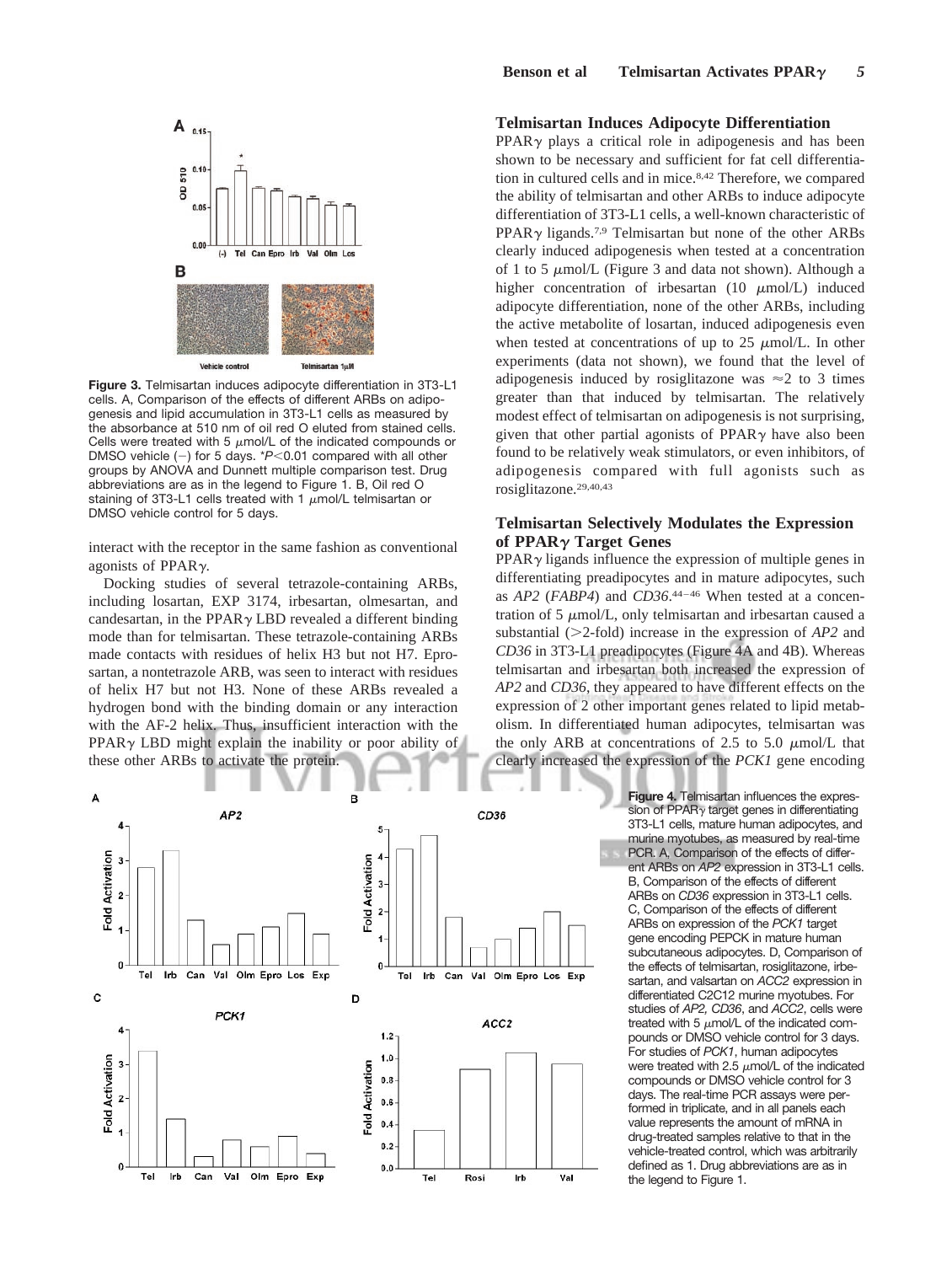**Figure 3.** Telmisartan induces adipocyte differentiation in 3T3-L1 cells. A, Comparison of the effects of different ARBs on adipogenesis and lipid accumulation in 3T3-L1 cells as measured by the absorbance at 510 nm of oil red O eluted from stained cells. Cells were treated with 5 $\mu$mol/L of the indicated compounds or DMSO vehicle (−) for 5 days. \*$P<0.01$ compared with all other groups by ANOVA and Dunnett multiple comparison test. Drug abbreviations are as in the legend to Figure 1. B, Oil red O staining of 3T3-L1 cells treated with 1 $\mu$mol/L telmisartan or DMSO vehicle control for 5 days.

interact with the receptor in the same fashion as conventional agonists of PPAR$\gamma$.

Docking studies of several tetrazole-containing ARBs, including losartan, EXP 3174, irbesartan, olmesartan, and candesartan, in the PPAR$\gamma$ LBD revealed a different binding mode than for telmisartan. These tetrazole-containing ARBs made contacts with residues of helix H3 but not H7. Eprosartan, a nontetrazole ARB, was seen to interact with residues of helix H7 but not H3. None of these ARBs revealed a hydrogen bond with the binding domain or any interaction with the AF-2 helix. Thus, insufficient interaction with the PPAR$\gamma$ LBD might explain the inability or poor ability of these other ARBs to activate the protein.

### Telmisartan Induces Adipocyte Differentiation

PPAR$\gamma$ plays a critical role in adipogenesis and has been shown to be necessary and sufficient for fat cell differentiation in cultured cells and in mice.[8,42] Therefore, we compared the ability of telmisartan and other ARBs to induce adipocyte differentiation of 3T3-L1 cells, a well-known characteristic of PPAR$\gamma$ ligands.[7,9] Telmisartan but none of the other ARBs clearly induced adipogenesis when tested at a concentration of 1 to 5 $\mu$mol/L (Figure 3 and data not shown). Although a higher concentration of irbesartan (10 $\mu$mol/L) induced adipocyte differentiation, none of the other ARBs, including the active metabolite of losartan, induced adipogenesis even when tested at concentrations of up to 25 $\mu$mol/L. In other experiments (data not shown), we found that the level of adipogenesis induced by rosiglitazone was $\approx$2 to 3 times greater than that induced by telmisartan. The relatively modest effect of telmisartan on adipogenesis is not surprising, given that other partial agonists of PPAR$\gamma$ have also been found to be relatively weak stimulators, or even inhibitors, of adipogenesis compared with full agonists such as rosiglitazone.[29,40,43]

### Telmisartan Selectively Modulates the Expression of PPAR$\gamma$ Target Genes

PPAR$\gamma$ ligands influence the expression of multiple genes in differentiating preadipocytes and in mature adipocytes, such as *AP2* (*FABP4*) and *CD36*.[44–46] When tested at a concentration of 5 $\mu$mol/L, only telmisartan and irbesartan caused a substantial (>2-fold) increase in the expression of *AP2* and *CD36* in 3T3-L1 preadipocytes (Figure 4A and 4B). Whereas telmisartan and irbesartan both increased the expression of *AP2* and *CD36*, they appeared to have different effects on the expression of 2 other important genes related to lipid metabolism. In differentiated human adipocytes, telmisartan was the only ARB at concentrations of 2.5 to 5.0 $\mu$mol/L that clearly increased the expression of the *PCK1* gene encoding

**Figure 4.** Telmisartan influences the expression of PPAR$\gamma$ target genes in differentiating 3T3-L1 cells, mature human adipocytes, and murine myotubes, as measured by real-time PCR. A, Comparison of the effects of different ARBs on *AP2* expression in 3T3-L1 cells. B, Comparison of the effects of different ARBs on *CD36* expression in 3T3-L1 cells. C, Comparison of the effects of different ARBs on expression of the *PCK1* target gene encoding PEPCK in mature human subcutaneous adipocytes. D, Comparison of the effects of telmisartan, rosiglitazone, irbesartan, and valsartan on *ACC2* expression in differentiated C2C12 murine myotubes. For studies of *AP2, CD36*, and *ACC2*, cells were treated with 5 $\mu$mol/L of the indicated compounds or DMSO vehicle control for 3 days. For studies of *PCK1*, human adipocytes were treated with 2.5 $\mu$mol/L of the indicated compounds or DMSO vehicle control for 3 days. The real-time PCR assays were performed in triplicate, and in all panels each value represents the amount of mRNA in drug-treated samples relative to that in the vehicle-treated control, which was arbitrarily defined as 1. Drug abbreviations are as in the legend to Figure 1.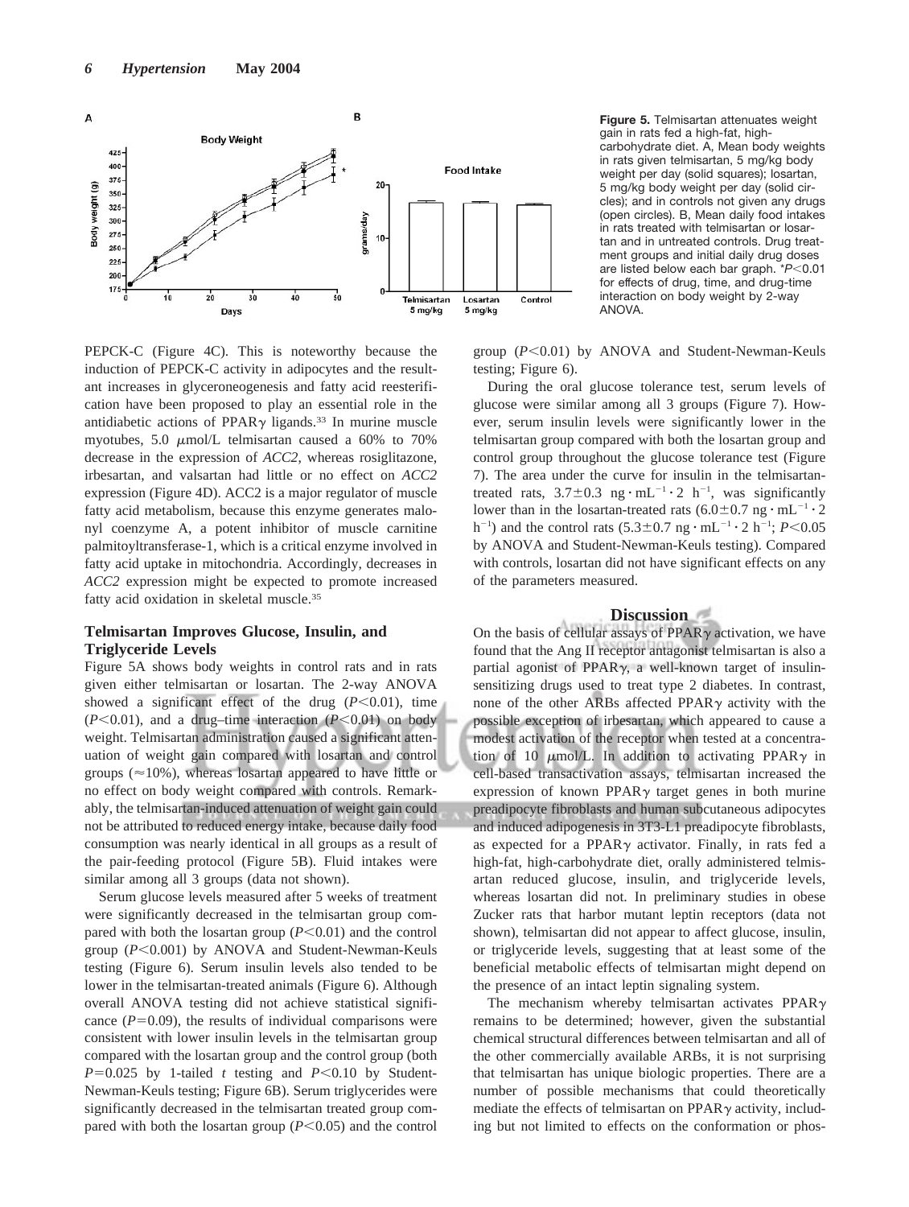**Figure 5.** Telmisartan attenuates weight gain in rats fed a high-fat, high-carbohydrate diet. A, Mean body weights in rats given telmisartan, 5 mg/kg body weight per day (solid squares); losartan, 5 mg/kg body weight per day (solid circles); and in controls not given any drugs (open circles). B, Mean daily food intakes in rats treated with telmisartan or losartan and in untreated controls. Drug treatment groups and initial daily drug doses are listed below each bar graph. *$P<0.01$ for effects of drug, time, and drug-time interaction on body weight by 2-way ANOVA.

PEPCK-C (Figure 4C). This is noteworthy because the induction of PEPCK-C activity in adipocytes and the resultant increases in glyceroneogenesis and fatty acid reesterification have been proposed to play an essential role in the antidiabetic actions of PPARγ ligands.[33] In murine muscle myotubes, 5.0 μmol/L telmisartan caused a 60% to 70% decrease in the expression of *ACC2*, whereas rosiglitazone, irbesartan, and valsartan had little or no effect on *ACC2* expression (Figure 4D). ACC2 is a major regulator of muscle fatty acid metabolism, because this enzyme generates malonyl coenzyme A, a potent inhibitor of muscle carnitine palmitoyltransferase-1, which is a critical enzyme involved in fatty acid uptake in mitochondria. Accordingly, decreases in *ACC2* expression might be expected to promote increased fatty acid oxidation in skeletal muscle.[35]

### Telmisartan Improves Glucose, Insulin, and Triglyceride Levels

Figure 5A shows body weights in control rats and in rats given either telmisartan or losartan. The 2-way ANOVA showed a significant effect of the drug ($P<0.01$), time ($P<0.01$), and a drug–time interaction ($P<0.01$) on body weight. Telmisartan administration caused a significant attenuation of weight gain compared with losartan and control groups (≈10%), whereas losartan appeared to have little or no effect on body weight compared with controls. Remarkably, the telmisartan-induced attenuation of weight gain could not be attributed to reduced energy intake, because daily food consumption was nearly identical in all groups as a result of the pair-feeding protocol (Figure 5B). Fluid intakes were similar among all 3 groups (data not shown).

Serum glucose levels measured after 5 weeks of treatment were significantly decreased in the telmisartan group compared with both the losartan group ($P<0.01$) and the control group ($P<0.001$) by ANOVA and Student-Newman-Keuls testing (Figure 6). Serum insulin levels also tended to be lower in the telmisartan-treated animals (Figure 6). Although overall ANOVA testing did not achieve statistical significance ($P=0.09$), the results of individual comparisons were consistent with lower insulin levels in the telmisartan group compared with the losartan group and the control group (both $P=0.025$ by 1-tailed $t$ testing and $P<0.10$ by Student-Newman-Keuls testing; Figure 6B). Serum triglycerides were significantly decreased in the telmisartan treated group compared with both the losartan group ($P<0.05$) and the control group ($P<0.01$) by ANOVA and Student-Newman-Keuls testing; Figure 6).

During the oral glucose tolerance test, serum levels of glucose were similar among all 3 groups (Figure 7). However, serum insulin levels were significantly lower in the telmisartan group compared with both the losartan group and control group throughout the glucose tolerance test (Figure 7). The area under the curve for insulin in the telmisartan-treated rats, $3.7\pm0.3$ $ng \cdot mL^{-1} \cdot 2$ $h^{-1}$, was significantly lower than in the losartan-treated rats ($6.0\pm0.7$ $ng \cdot mL^{-1} \cdot 2$ $h^{-1}$) and the control rats ($5.3\pm0.7$ $ng \cdot mL^{-1} \cdot 2$ $h^{-1}$; $P<0.05$ by ANOVA and Student-Newman-Keuls testing). Compared with controls, losartan did not have significant effects on any of the parameters measured.

## Discussion

On the basis of cellular assays of PPARγ activation, we have found that the Ang II receptor antagonist telmisartan is also a partial agonist of PPARγ, a well-known target of insulin-sensitizing drugs used to treat type 2 diabetes. In contrast, none of the other ARBs affected PPARγ activity with the possible exception of irbesartan, which appeared to cause a modest activation of the receptor when tested at a concentration of 10 μmol/L. In addition to activating PPARγ in cell-based transactivation assays, telmisartan increased the expression of known PPARγ target genes in both murine preadipocyte fibroblasts and human subcutaneous adipocytes and induced adipogenesis in 3T3-L1 preadipocyte fibroblasts, as expected for a PPARγ activator. Finally, in rats fed a high-fat, high-carbohydrate diet, orally administered telmisartan reduced glucose, insulin, and triglyceride levels, whereas losartan did not. In preliminary studies in obese Zucker rats that harbor mutant leptin receptors (data not shown), telmisartan did not appear to affect glucose, insulin, or triglyceride levels, suggesting that at least some of the beneficial metabolic effects of telmisartan might depend on the presence of an intact leptin signaling system.

The mechanism whereby telmisartan activates PPARγ remains to be determined; however, given the substantial chemical structural differences between telmisartan and all of the other commercially available ARBs, it is not surprising that telmisartan has unique biologic properties. There are a number of possible mechanisms that could theoretically mediate the effects of telmisartan on PPARγ activity, including but not limited to effects on the conformation or phos-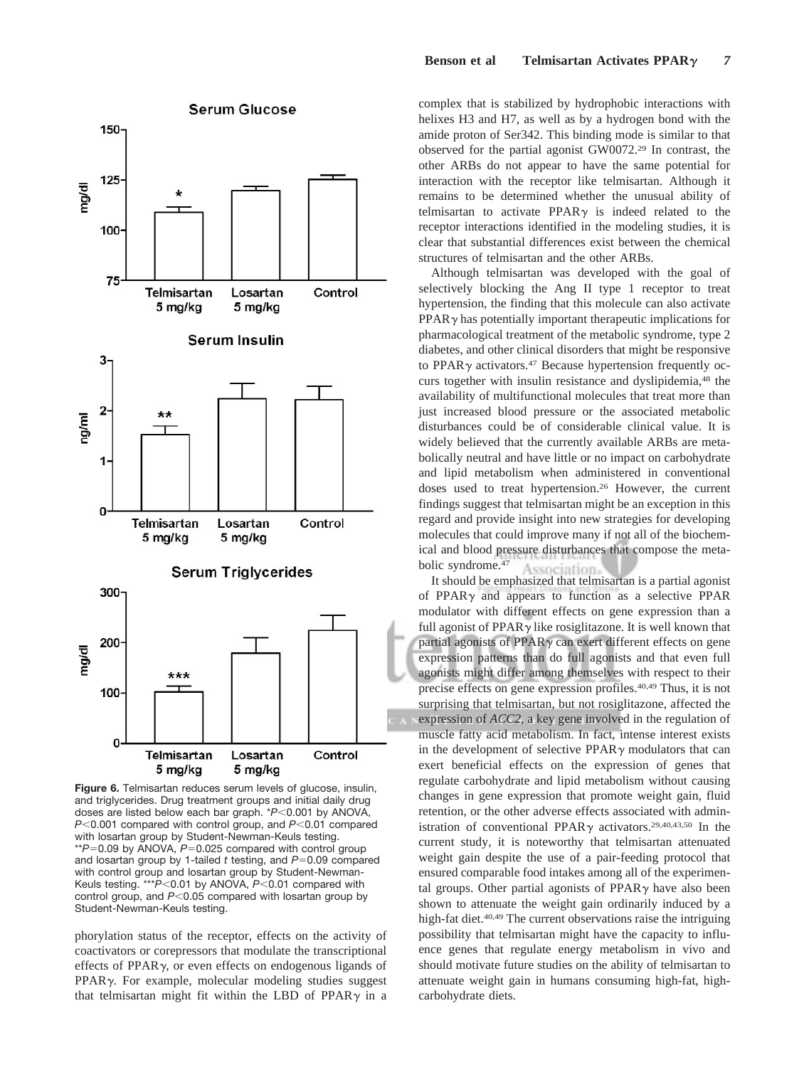Figure 6. Telmisartan reduces serum levels of glucose, insulin, and triglycerides. Drug treatment groups and initial daily drug doses are listed below each bar graph. *$P<0.001$ by ANOVA, $P<0.001$ compared with control group, and $P<0.01$ compared with losartan group by Student-Newman-Keuls testing. **$P=0.09$ by ANOVA, $P=0.025$ compared with control group and losartan group by 1-tailed $t$ testing, and $P=0.09$ compared with control group and losartan group by Student-Newman-Keuls testing. ***$P<0.01$ by ANOVA, $P<0.01$ compared with control group, and $P<0.05$ compared with losartan group by Student-Newman-Keuls testing.

phorylation status of the receptor, effects on the activity of coactivators or corepressors that modulate the transcriptional effects of PPARγ, or even effects on endogenous ligands of PPARγ. For example, molecular modeling studies suggest that telmisartan might fit within the LBD of PPARγ in a complex that is stabilized by hydrophobic interactions with helixes H3 and H7, as well as by a hydrogen bond with the amide proton of Ser342. This binding mode is similar to that observed for the partial agonist GW0072.[29] In contrast, the other ARBs do not appear to have the same potential for interaction with the receptor like telmisartan. Although it remains to be determined whether the unusual ability of telmisartan to activate PPARγ is indeed related to the receptor interactions identified in the modeling studies, it is clear that substantial differences exist between the chemical structures of telmisartan and the other ARBs.

Although telmisartan was developed with the goal of selectively blocking the Ang II type 1 receptor to treat hypertension, the finding that this molecule can also activate PPARγ has potentially important therapeutic implications for pharmacological treatment of the metabolic syndrome, type 2 diabetes, and other clinical disorders that might be responsive to PPARγ activators.[47] Because hypertension frequently occurs together with insulin resistance and dyslipidemia,[48] the availability of multifunctional molecules that treat more than just increased blood pressure or the associated metabolic disturbances could be of considerable clinical value. It is widely believed that the currently available ARBs are metabolically neutral and have little or no impact on carbohydrate and lipid metabolism when administered in conventional doses used to treat hypertension.[26] However, the current findings suggest that telmisartan might be an exception in this regard and provide insight into new strategies for developing molecules that could improve many if not all of the biochemical and blood pressure disturbances that compose the metabolic syndrome.[47]

It should be emphasized that telmisartan is a partial agonist of PPARγ and appears to function as a selective PPAR modulator with different effects on gene expression than a full agonist of PPARγ like rosiglitazone. It is well known that partial agonists of PPARγ can exert different effects on gene expression patterns than do full agonists and that even full agonists might differ among themselves with respect to their precise effects on gene expression profiles.[40,49] Thus, it is not surprising that telmisartan, but not rosiglitazone, affected the expression of *ACC2*, a key gene involved in the regulation of muscle fatty acid metabolism. In fact, intense interest exists in the development of selective PPARγ modulators that can exert beneficial effects on the expression of genes that regulate carbohydrate and lipid metabolism without causing changes in gene expression that promote weight gain, fluid retention, or the other adverse effects associated with administration of conventional PPARγ activators.[29,40,43,50] In the current study, it is noteworthy that telmisartan attenuated weight gain despite the use of a pair-feeding protocol that ensured comparable food intakes among all of the experimental groups. Other partial agonists of PPARγ have also been shown to attenuate the weight gain ordinarily induced by a high-fat diet.[40,49] The current observations raise the intriguing possibility that telmisartan might have the capacity to influence genes that regulate energy metabolism in vivo and should motivate future studies on the ability of telmisartan to attenuate weight gain in humans consuming high-fat, high-carbohydrate diets.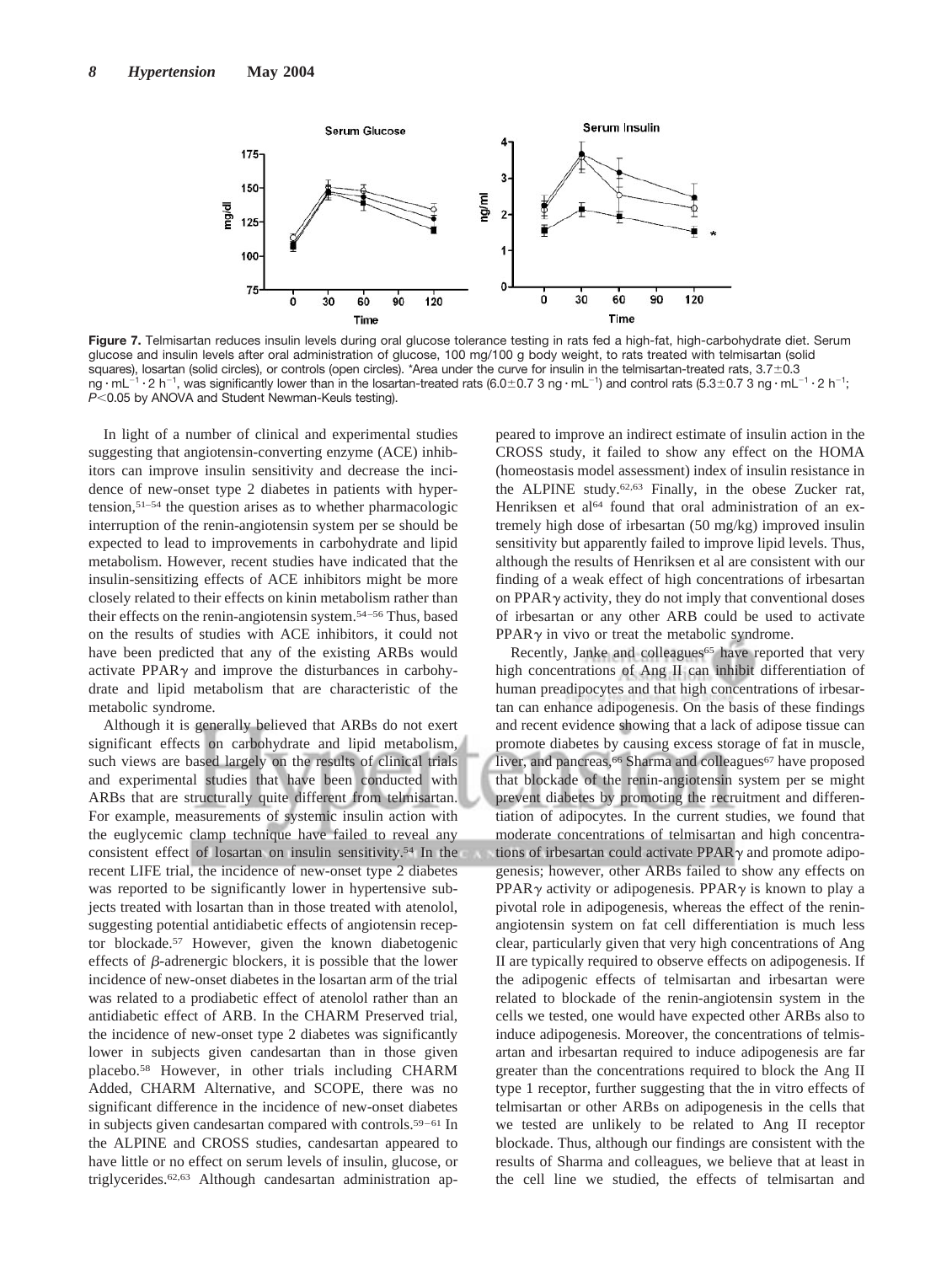**Figure 7.** Telmisartan reduces insulin levels during oral glucose tolerance testing in rats fed a high-fat, high-carbohydrate diet. Serum glucose and insulin levels after oral administration of glucose, 100 mg/100 g body weight, to rats treated with telmisartan (solid squares), losartan (solid circles), or controls (open circles). *Area under the curve for insulin in the telmisartan-treated rats, 3.7±0.3 $ng \cdot mL^{-1} \cdot 2\ h^{-1}$, was significantly lower than in the losartan-treated rats (6.0±0.7 3 $ng \cdot mL^{-1}$) and control rats (5.3±0.7 3 $ng \cdot mL^{-1} \cdot 2\ h^{-1}$; $P<0.05$ by ANOVA and Student Newman-Keuls testing).

In light of a number of clinical and experimental studies suggesting that angiotensin-converting enzyme (ACE) inhibitors can improve insulin sensitivity and decrease the incidence of new-onset type 2 diabetes in patients with hypertension,[51–54] the question arises as to whether pharmacologic interruption of the renin-angiotensin system per se should be expected to lead to improvements in carbohydrate and lipid metabolism. However, recent studies have indicated that the insulin-sensitizing effects of ACE inhibitors might be more closely related to their effects on kinin metabolism rather than their effects on the renin-angiotensin system.[54–56] Thus, based on the results of studies with ACE inhibitors, it could not have been predicted that any of the existing ARBs would activate PPAR$\gamma$ and improve the disturbances in carbohydrate and lipid metabolism that are characteristic of the metabolic syndrome.

Although it is generally believed that ARBs do not exert significant effects on carbohydrate and lipid metabolism, such views are based largely on the results of clinical trials and experimental studies that have been conducted with ARBs that are structurally quite different from telmisartan. For example, measurements of systemic insulin action with the euglycemic clamp technique have failed to reveal any consistent effect of losartan on insulin sensitivity.[54] In the recent LIFE trial, the incidence of new-onset type 2 diabetes was reported to be significantly lower in hypertensive subjects treated with losartan than in those treated with atenolol, suggesting potential antidiabetic effects of angiotensin receptor blockade.[57] However, given the known diabetogenic effects of $\beta$-adrenergic blockers, it is possible that the lower incidence of new-onset diabetes in the losartan arm of the trial was related to a prodiabetic effect of atenolol rather than an antidiabetic effect of ARB. In the CHARM Preserved trial, the incidence of new-onset type 2 diabetes was significantly lower in subjects given candesartan than in those given placebo.[58] However, in other trials including CHARM Added, CHARM Alternative, and SCOPE, there was no significant difference in the incidence of new-onset diabetes in subjects given candesartan compared with controls.[59–61] In the ALPINE and CROSS studies, candesartan appeared to have little or no effect on serum levels of insulin, glucose, or triglycerides.[62,63] Although candesartan administration appeared to improve an indirect estimate of insulin action in the CROSS study, it failed to show any effect on the HOMA (homeostasis model assessment) index of insulin resistance in the ALPINE study.[62,63] Finally, in the obese Zucker rat, Henriksen et al[64] found that oral administration of an extremely high dose of irbesartan (50 mg/kg) improved insulin sensitivity but apparently failed to improve lipid levels. Thus, although the results of Henriksen et al are consistent with our finding of a weak effect of high concentrations of irbesartan on PPAR$\gamma$ activity, they do not imply that conventional doses of irbesartan or any other ARB could be used to activate PPAR$\gamma$ in vivo or treat the metabolic syndrome.

Recently, Janke and colleagues[65] have reported that very high concentrations of Ang II can inhibit differentiation of human preadipocytes and that high concentrations of irbesartan can enhance adipogenesis. On the basis of these findings and recent evidence showing that a lack of adipose tissue can promote diabetes by causing excess storage of fat in muscle, liver, and pancreas,[66] Sharma and colleagues[67] have proposed that blockade of the renin-angiotensin system per se might prevent diabetes by promoting the recruitment and differentiation of adipocytes. In the current studies, we found that moderate concentrations of telmisartan and high concentrations of irbesartan could activate PPAR$\gamma$ and promote adipogenesis; however, other ARBs failed to show any effects on PPAR$\gamma$ activity or adipogenesis. PPAR$\gamma$ is known to play a pivotal role in adipogenesis, whereas the effect of the renin-angiotensin system on fat cell differentiation is much less clear, particularly given that very high concentrations of Ang II are typically required to observe effects on adipogenesis. If the adipogenic effects of telmisartan and irbesartan were related to blockade of the renin-angiotensin system in the cells we tested, one would have expected other ARBs also to induce adipogenesis. Moreover, the concentrations of telmisartan and irbesartan required to induce adipogenesis are far greater than the concentrations required to block the Ang II type 1 receptor, further suggesting that the in vitro effects of telmisartan or other ARBs on adipogenesis in the cells that we tested are unlikely to be related to Ang II receptor blockade. Thus, although our findings are consistent with the results of Sharma and colleagues, we believe that at least in the cell line we studied, the effects of telmisartan and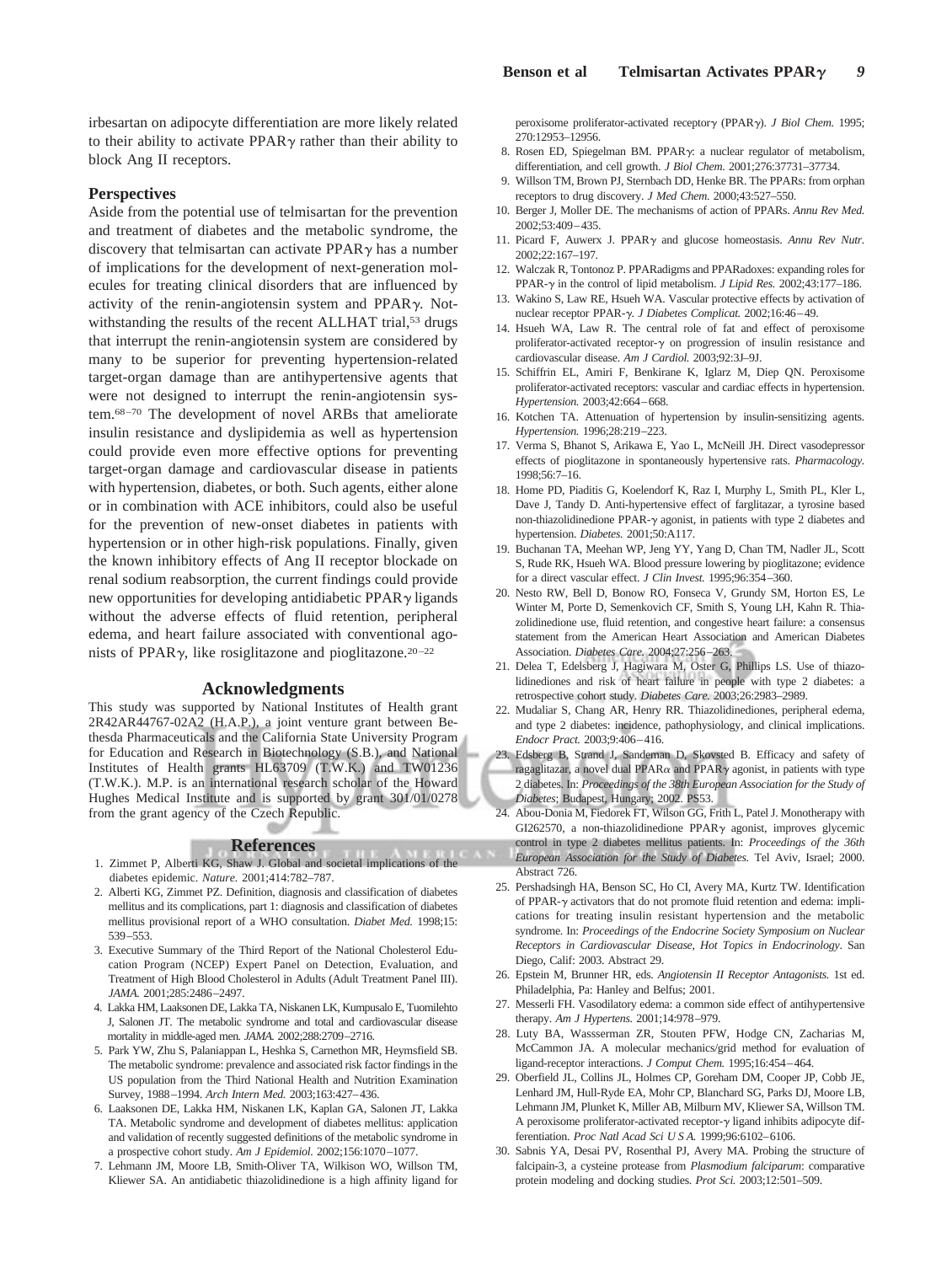irbesartan on adipocyte differentiation are more likely related to their ability to activate PPARγ rather than their ability to block Ang II receptors.

## Perspectives

Aside from the potential use of telmisartan for the prevention and treatment of diabetes and the metabolic syndrome, the discovery that telmisartan can activate PPARγ has a number of implications for the development of next-generation molecules for treating clinical disorders that are influenced by activity of the renin-angiotensin system and PPARγ. Notwithstanding the results of the recent ALLHAT trial,[53] drugs that interrupt the renin-angiotensin system are considered by many to be superior for preventing hypertension-related target-organ damage than are antihypertensive agents that were not designed to interrupt the renin-angiotensin system.[68–70] The development of novel ARBs that ameliorate insulin resistance and dyslipidemia as well as hypertension could provide even more effective options for preventing target-organ damage and cardiovascular disease in patients with hypertension, diabetes, or both. Such agents, either alone or in combination with ACE inhibitors, could also be useful for the prevention of new-onset diabetes in patients with hypertension or in other high-risk populations. Finally, given the known inhibitory effects of Ang II receptor blockade on renal sodium reabsorption, the current findings could provide new opportunities for developing antidiabetic PPARγ ligands without the adverse effects of fluid retention, peripheral edema, and heart failure associated with conventional agonists of PPARγ, like rosiglitazone and pioglitazone.[20–22]

## Acknowledgments

This study was supported by National Institutes of Health grant 2R42AR44767-02A2 (H.A.P.), a joint venture grant between Bethesda Pharmaceuticals and the California State University Program for Education and Research in Biotechnology (S.B.), and National Institutes of Health grants HL63709 (T.W.K.) and TW01236 (T.W.K.). M.P. is an international research scholar of the Howard Hughes Medical Institute and is supported by grant 301/01/0278 from the grant agency of the Czech Republic.

## References

1. Zimmet P, Alberti KG, Shaw J. Global and societal implications of the diabetes epidemic. *Nature.* 2001;414:782–787.
2. Alberti KG, Zimmet PZ. Definition, diagnosis and classification of diabetes mellitus and its complications, part 1: diagnosis and classification of diabetes mellitus provisional report of a WHO consultation. *Diabet Med.* 1998;15:539–553.
3. Executive Summary of the Third Report of the National Cholesterol Education Program (NCEP) Expert Panel on Detection, Evaluation, and Treatment of High Blood Cholesterol in Adults (Adult Treatment Panel III). *JAMA.* 2001;285:2486–2497.
4. Lakka HM, Laaksonen DE, Lakka TA, Niskanen LK, Kumpusalo E, Tuomilehto J, Salonen JT. The metabolic syndrome and total and cardiovascular disease mortality in middle-aged men. *JAMA.* 2002;288:2709–2716.
5. Park YW, Zhu S, Palaniappan L, Heshka S, Carnethon MR, Heymsfield SB. The metabolic syndrome: prevalence and associated risk factor findings in the US population from the Third National Health and Nutrition Examination Survey, 1988–1994. *Arch Intern Med.* 2003;163:427–436.
6. Laaksonen DE, Lakka HM, Niskanen LK, Kaplan GA, Salonen JT, Lakka TA. Metabolic syndrome and development of diabetes mellitus: application and validation of recently suggested definitions of the metabolic syndrome in a prospective cohort study. *Am J Epidemiol.* 2002;156:1070–1077.
7. Lehmann JM, Moore LB, Smith-Oliver TA, Wilkison WO, Willson TM, Kliewer SA. An antidiabetic thiazolidinedione is a high affinity ligand for peroxisome proliferator-activated receptorγ (PPARγ). *J Biol Chem.* 1995;270:12953–12956.
8. Rosen ED, Spiegelman BM. PPARγ: a nuclear regulator of metabolism, differentiation, and cell growth. *J Biol Chem.* 2001;276:37731–37734.
9. Willson TM, Brown PJ, Sternbach DD, Henke BR. The PPARs: from orphan receptors to drug discovery. *J Med Chem.* 2000;43:527–550.
10. Berger J, Moller DE. The mechanisms of action of PPARs. *Annu Rev Med.* 2002;53:409–435.
11. Picard F, Auwerx J. PPARγ and glucose homeostasis. *Annu Rev Nutr.* 2002;22:167–197.
12. Walczak R, Tontonoz P. PPARadigms and PPARadoxes: expanding roles for PPAR-γ in the control of lipid metabolism. *J Lipid Res.* 2002;43:177–186.
13. Wakino S, Law RE, Hsueh WA. Vascular protective effects by activation of nuclear receptor PPAR-γ. *J Diabetes Complicat.* 2002;16:46–49.
14. Hsueh WA, Law R. The central role of fat and effect of peroxisome proliferator-activated receptor-γ on progression of insulin resistance and cardiovascular disease. *Am J Cardiol.* 2003;92:3J–9J.
15. Schiffrin EL, Amiri F, Benkirane K, Iglarz M, Diep QN. Peroxisome proliferator-activated receptors: vascular and cardiac effects in hypertension. *Hypertension.* 2003;42:664–668.
16. Kotchen TA. Attenuation of hypertension by insulin-sensitizing agents. *Hypertension.* 1996;28:219–223.
17. Verma S, Bhanot S, Arikawa E, Yao L, McNeill JH. Direct vasodepressor effects of pioglitazone in spontaneously hypertensive rats. *Pharmacology.* 1998;56:7–16.
18. Home PD, Piaditis G, Koelendorf K, Raz I, Murphy L, Smith PL, Kler L, Dave J, Tandy D. Anti-hypertensive effect of farglitazar, a tyrosine based non-thiazolidinedione PPAR-γ agonist, in patients with type 2 diabetes and hypertension. *Diabetes.* 2001;50:A117.
19. Buchanan TA, Meehan WP, Jeng YY, Yang D, Chan TM, Nadler JL, Scott S, Rude RK, Hsueh WA. Blood pressure lowering by pioglitazone; evidence for a direct vascular effect. *J Clin Invest.* 1995;96:354–360.
20. Nesto RW, Bell D, Bonow RO, Fonseca V, Grundy SM, Horton ES, Le Winter M, Porte D, Semenkovich CF, Smith S, Young LH, Kahn R. Thiazolidinedione use, fluid retention, and congestive heart failure: a consensus statement from the American Heart Association and American Diabetes Association. *Diabetes Care.* 2004;27:256–263.
21. Delea T, Edelsberg J, Hagiwara M, Oster G, Phillips LS. Use of thiazolidinediones and risk of heart failure in people with type 2 diabetes: a retrospective cohort study. *Diabetes Care.* 2003;26:2983–2989.
22. Mudaliar S, Chang AR, Henry RR. Thiazolidinediones, peripheral edema, and type 2 diabetes: incidence, pathophysiology, and clinical implications. *Endocr Pract.* 2003;9:406–416.
23. Edsberg B, Strand J, Sanderman D, Skovsted B. Efficacy and safety of ragaglitazar, a novel dual PPARα and PPARγ agonist, in patients with type 2 diabetes. In: *Proceedings of the 38th European Association for the Study of Diabetes*; Budapest, Hungary; 2002. PS53.
24. Abou-Donia M, Fiedorek FT, Wilson GG, Frith L, Patel J. Monotherapy with GI262570, a non-thiazolidinedione PPARγ agonist, improves glycemic control in type 2 diabetes mellitus patients. In: *Proceedings of the 36th European Association for the Study of Diabetes.* Tel Aviv, Israel; 2000. Abstract 726.
25. Pershadsingh HA, Benson SC, Ho CI, Avery MA, Kurtz TW. Identification of PPAR-γ activators that do not promote fluid retention and edema: implications for treating insulin resistant hypertension and the metabolic syndrome. In: *Proceedings of the Endocrine Society Symposium on Nuclear Receptors in Cardiovascular Disease, Hot Topics in Endocrinology*. San Diego, Calif: 2003. Abstract 29.
26. Epstein M, Brunner HR, eds. *Angiotensin II Receptor Antagonists.* 1st ed. Philadelphia, Pa: Hanley and Belfus; 2001.
27. Messerli FH. Vasodilatory edema: a common side effect of antihypertensive therapy. *Am J Hypertens.* 2001;14:978–979.
28. Luty BA, Wassserman ZR, Stouten PFW, Hodge CN, Zacharias M, McCammon JA. A molecular mechanics/grid method for evaluation of ligand-receptor interactions. *J Comput Chem.* 1995;16:454–464.
29. Oberfield JL, Collins JL, Holmes CP, Goreham DM, Cooper JP, Cobb JE, Lenhard JM, Hull-Ryde EA, Mohr CP, Blanchard SG, Parks DJ, Moore LB, Lehmann JM, Plunket K, Miller AB, Milburn MV, Kliewer SA, Willson TM. A peroxisome proliferator-activated receptor-γ ligand inhibits adipocyte differentiation. *Proc Natl Acad Sci U S A.* 1999;96:6102–6106.
30. Sabnis YA, Desai PV, Rosenthal PJ, Avery MA. Probing the structure of falcipain-3, a cysteine protease from *Plasmodium falciparum*: comparative protein modeling and docking studies. *Prot Sci.* 2003;12:501–509.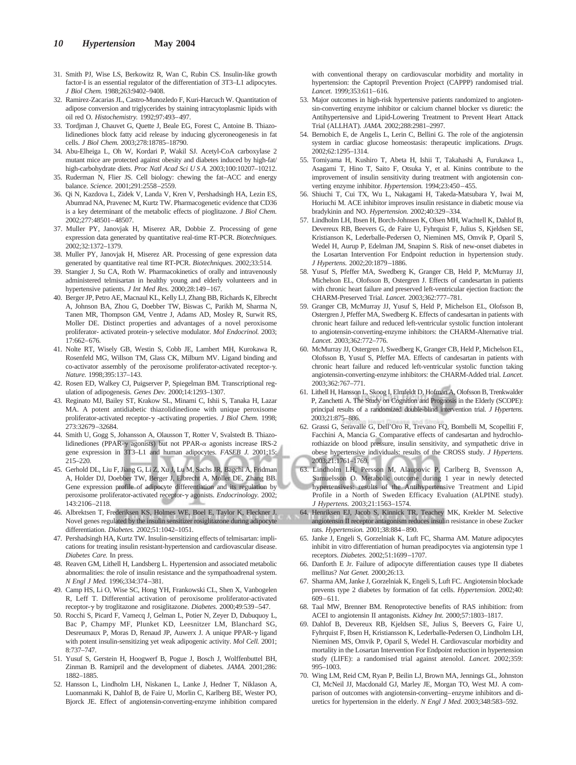31. Smith PJ, Wise LS, Berkowitz R, Wan C, Rubin CS. Insulin-like growth factor-I is an essential regulator of the differentiation of 3T3–L1 adipocytes. *J Biol Chem.* 1988;263:9402–9408.
32. Ramirez-Zacarias JL, Castro-Munozledo F, Kuri-Harcuch W. Quantitation of adipose conversion and triglycerides by staining intracytoplasmic lipids with oil red O. *Histochemistry.* 1992;97:493–497.
33. Tordjman J, Chauvet G, Quette J, Beale EG, Forest C, Antoine B. Thiazolidinediones block fatty acid release by inducing glyceroneogenesis in fat cells. *J Biol Chem.* 2003;278:18785–18790.
34. Abu-Elheiga L, Oh W, Kordari P, Wakil SJ. Acetyl-CoA carboxylase 2 mutant mice are protected against obesity and diabetes induced by high-fat/high-carbohydrate diets. *Proc Natl Acad Sci U S A.* 2003;100:10207–10212.
35. Ruderman N, Flier JS. Cell biology: chewing the fat–ACC and energy balance. *Science.* 2001;291:2558–2559.
36. Qi N, Kazdova L, Zidek V, Landa V, Kren V, Pershadsingh HA, Lezin ES, Abumrad NA, Pravenec M, Kurtz TW. Pharmacogenetic evidence that CD36 is a key determinant of the metabolic effects of pioglitazone. *J Biol Chem.* 2002;277:48501–48507.
37. Muller PY, Janovjak H, Miserez AR, Dobbie Z. Processing of gene expression data generated by quantitative real-time RT-PCR. *Biotechniques.* 2002;32:1372–1379.
38. Muller PY, Janovjak H, Miserez AR. Processing of gene expression data generated by quantitative real time RT-PCR. *Biotechniques.* 2002;33:514.
39. Stangier J, Su CA, Roth W. Pharmacokinetics of orally and intravenously administered telmisartan in healthy young and elderly volunteers and in hypertensive patients. *J Int Med Res.* 2000;28:149–167.
40. Berger JP, Petro AE, Macnaul KL, Kelly LJ, Zhang BB, Richards K, Elbrecht A, Johnson BA, Zhou G, Doebber TW, Biswas C, Parikh M, Sharma N, Tanen MR, Thompson GM, Ventre J, Adams AD, Mosley R, Surwit RS, Moller DE. Distinct properties and advantages of a novel peroxisome proliferator- activated protein-γ selective modulator. *Mol Endocrinol.* 2003;17:662–676.
41. Nolte RT, Wisely GB, Westin S, Cobb JE, Lambert MH, Kurokawa R, Rosenfeld MG, Willson TM, Glass CK, Milburn MV. Ligand binding and co-activator assembly of the peroxisome proliferator-activated receptor-γ. *Nature.* 1998;395:137–143.
42. Rosen ED, Walkey CJ, Puigserver P, Spiegelman BM. Transcriptional regulation of adipogenesis. *Genes Dev.* 2000;14:1293–1307.
43. Reginato MJ, Bailey ST, Krakow SL, Minami C, Ishii S, Tanaka H, Lazar MA. A potent antidiabetic thiazolidinedione with unique peroxisome proliferator-activated receptor-γ -activating properties. *J Biol Chem.* 1998;273:32679–32684.
44. Smith U, Gogg S, Johansson A, Olausson T, Rotter V, Svalstedt B. Thiazolidinediones (PPAR-γ agonists) but not PPAR-α agonists increase IRS-2 gene expression in 3T3–L1 and human adipocytes. *FASEB J.* 2001;15:215–220.
45. Gerhold DL, Liu F, Jiang G, Li Z, Xu J, Lu M, Sachs JR, Bagchi A, Fridman A, Holder DJ, Doebber TW, Berger J, Elbrecht A, Moller DE, Zhang BB. Gene expression profile of adipocyte differentiation and its regulation by peroxisome proliferator-activated receptor-γ agonists. *Endocrinology.* 2002;143:2106–2118.
46. Albrektsen T, Frederiksen KS, Holmes WE, Boel E, Taylor K, Fleckner J. Novel genes regulated by the insulin sensitizer rosiglitazone during adipocyte differentiation. *Diabetes.* 2002;51:1042–1051.
47. Pershadsingh HA, Kurtz TW. Insulin-sensitizing effects of telmisartan: implications for treating insulin resistant-hypertension and cardiovascular disease. *Diabetes Care.* In press.
48. Reaven GM, Lithell H, Landsberg L. Hypertension and associated metabolic abnormalities: the role of insulin resistance and the sympathoadrenal system. *N Engl J Med.* 1996;334:374–381.
49. Camp HS, Li O, Wise SC, Hong YH, Frankowski CL, Shen X, Vanbogelen R, Leff T. Differential activation of peroxisome proliferator-activated receptor-γ by troglitazone and rosiglitazone. *Diabetes.* 2000;49:539–547.
50. Rocchi S, Picard F, Vamecq J, Gelman L, Potier N, Zeyer D, Dubuquoy L, Bac P, Champy MF, Plunket KD, Leesnitzer LM, Blanchard SG, Desreumaux P, Moras D, Renaud JP, Auwerx J. A unique PPAR-γ ligand with potent insulin-sensitizing yet weak adipogenic activity. *Mol Cell.* 2001;8:737–747.
51. Yusuf S, Gerstein H, Hoogwerf B, Pogue J, Bosch J, Wolffenbuttel BH, Zinman B. Ramipril and the development of diabetes. *JAMA.* 2001;286:1882–1885.
52. Hansson L, Lindholm LH, Niskanen L, Lanke J, Hedner T, Niklason A, Luomanmaki K, Dahlof B, de Faire U, Morlin C, Karlberg BE, Wester PO, Bjorck JE. Effect of angiotensin-converting-enzyme inhibition compared with conventional therapy on cardiovascular morbidity and mortality in hypertension: the Captopril Prevention Project (CAPPP) randomised trial. *Lancet.* 1999;353:611–616.
53. Major outcomes in high-risk hypertensive patients randomized to angiotensin-converting enzyme inhibitor or calcium channel blocker vs diuretic: the Antihypertensive and Lipid-Lowering Treatment to Prevent Heart Attack Trial (ALLHAT). *JAMA.* 2002;288:2981–2997.
54. Bernobich E, de Angelis L, Lerin C, Bellini G. The role of the angiotensin system in cardiac glucose homeostasis: therapeutic implications. *Drugs.* 2002;62:1295–1314.
55. Tomiyama H, Kushiro T, Abeta H, Ishii T, Takahashi A, Furukawa L, Asagami T, Hino T, Saito F, Otsuka Y, et al. Kinins contribute to the improvement of insulin sensitivity during treatment with angiotensin converting enzyme inhibitor. *Hypertension.* 1994;23:450–455.
56. Shiuchi T, Cui TX, Wu L, Nakagami H, Takeda-Matsubara Y, Iwai M, Horiuchi M. ACE inhibitor improves insulin resistance in diabetic mouse via bradykinin and NO. *Hypertension.* 2002;40:329–334.
57. Lindholm LH, Ibsen H, Borch-Johnsen K, Olsen MH, Wachtell K, Dahlof B, Devereux RB, Beevers G, de Faire U, Fyhrquist F, Julius S, Kjeldsen SE, Kristianson K, Lederballe-Pedersen O, Nieminen MS, Omvik P, Oparil S, Wedel H, Aurup P, Edelman JM, Snapinn S. Risk of new-onset diabetes in the Losartan Intervention For Endpoint reduction in hypertension study. *J Hypertens.* 2002;20:1879–1886.
58. Yusuf S, Pfeffer MA, Swedberg K, Granger CB, Held P, McMurray JJ, Michelson EL, Olofsson B, Ostergren J. Effects of candesartan in patients with chronic heart failure and preserved left-ventricular ejection fraction: the CHARM-Preserved Trial. *Lancet.* 2003;362:777–781.
59. Granger CB, McMurray JJ, Yusuf S, Held P, Michelson EL, Olofsson B, Ostergren J, Pfeffer MA, Swedberg K. Effects of candesartan in patients with chronic heart failure and reduced left-ventricular systolic function intolerant to angiotensin-converting-enzyme inhibitors: the CHARM-Alternative trial. *Lancet.* 2003;362:772–776.
60. McMurray JJ, Ostergren J, Swedberg K, Granger CB, Held P, Michelson EL, Olofsson B, Yusuf S, Pfeffer MA. Effects of candesartan in patients with chronic heart failure and reduced left-ventricular function taking angiotensin-converting-enzyme inhibitors: the CHARM-Added trial. *Lancet.* 2003;362:767–771.
61. Lithell H, Hansson L, Skoog I, Elmfeldt D, Hofman A, Olofsson B, Trenkwalder P, Zanchetti A. The Study on Cognition and Prognosis in the Elderly (SCOPE): principal results of a randomized double-blind intervention trial. *J Hypertens.* 2003;21:875–886.
62. Grassi G, Seravalle G, Dell'Oro R, Trevano FQ, Bombelli M, Scopelliti F, Facchini A, Mancia G. Comparative effects of candesartan and hydrochlorothiazide on blood pressure, insulin sensitivity, and sympathetic drive in obese hypertensive individuals: results of the CROSS study. *J Hypertens.* 2003;21:1761–1769.
63. Lindholm LH, Persson M, Alaupovic P, Carlberg B, Svensson A, Samuelsson O. Metabolic outcome during 1 year in newly detected hypertensives: results of the Antihypertensive Treatment and Lipid Profile in a North of Sweden Efficacy Evaluation (ALPINE study). *J Hypertens.* 2003;21:1563–1574.
64. Henriksen EJ, Jacob S, Kinnick TR, Teachey MK, Krekler M. Selective angiotensin II receptor antagonism reduces insulin resistance in obese Zucker rats. *Hypertension.* 2001;38:884–890.
65. Janke J, Engeli S, Gorzelniak K, Luft FC, Sharma AM. Mature adipocytes inhibit in vitro differentiation of human preadipocytes via angiotensin type 1 receptors. *Diabetes.* 2002;51:1699–1707.
66. Danforth E Jr. Failure of adipocyte differentiation causes type II diabetes mellitus? *Nat Genet.* 2000;26:13.
67. Sharma AM, Janke J, Gorzelniak K, Engeli S, Luft FC. Angiotensin blockade prevents type 2 diabetes by formation of fat cells. *Hypertension.* 2002;40:609–611.
68. Taal MW, Brenner BM. Renoprotective benefits of RAS inhibition: from ACEI to angiotensin II antagonists. *Kidney Int.* 2000;57:1803–1817.
69. Dahlof B, Devereux RB, Kjeldsen SE, Julius S, Beevers G, Faire U, Fyhrquist F, Ibsen H, Kristiansson K, Lederballe-Pedersen O, Lindholm LH, Nieminen MS, Omvik P, Oparil S, Wedel H. Cardiovascular morbidity and mortality in the Losartan Intervention For Endpoint reduction in hypertension study (LIFE): a randomised trial against atenolol. *Lancet.* 2002;359:995–1003.
70. Wing LM, Reid CM, Ryan P, Beilin LJ, Brown MA, Jennings GL, Johnston CI, McNeil JJ, Macdonald GJ, Marley JE, Morgan TO, West MJ. A comparison of outcomes with angiotensin-converting–enzyme inhibitors and diuretics for hypertension in the elderly. *N Engl J Med.* 2003;348:583–592.